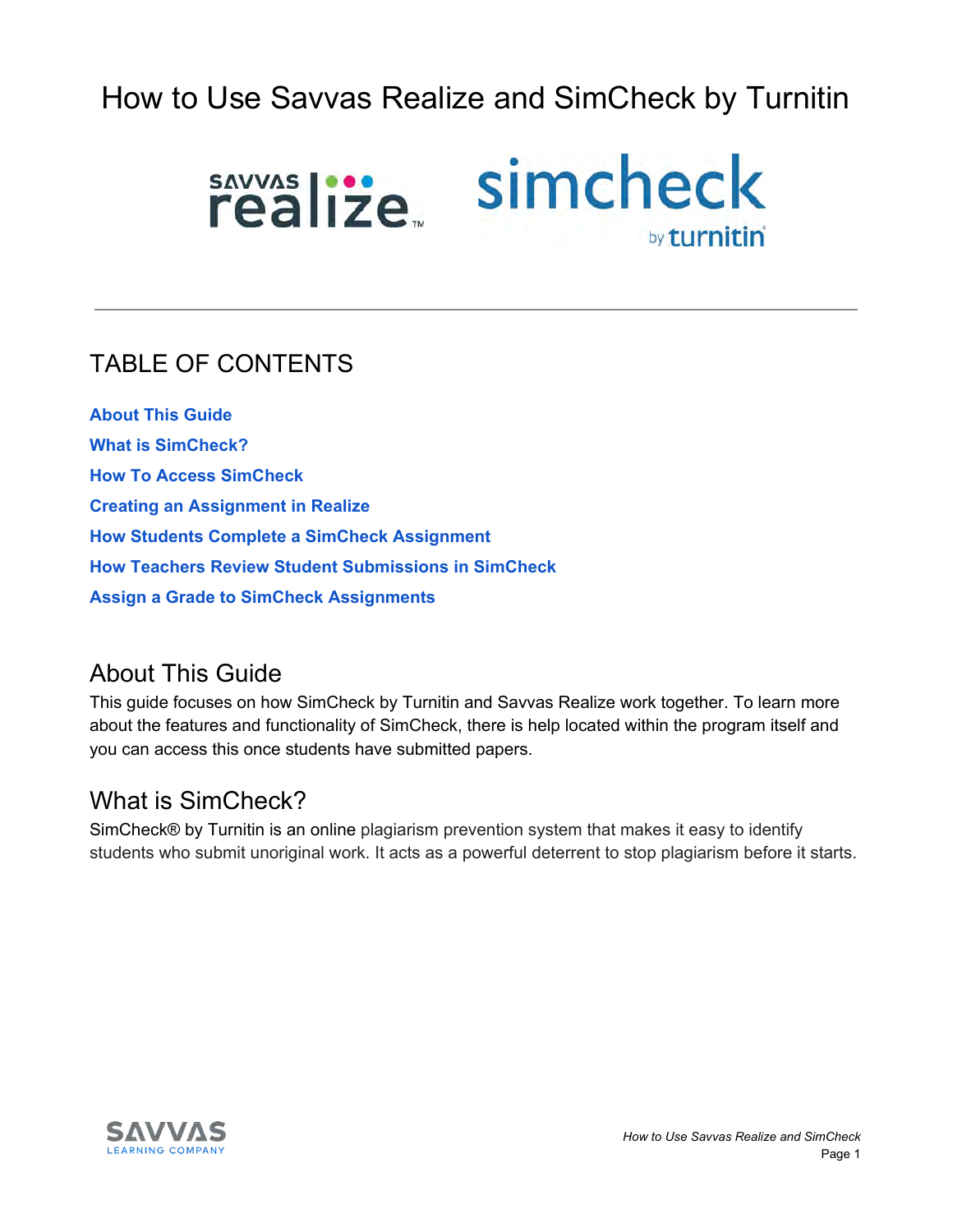# How to Use Savvas Realize and SimCheck by Turnitin

## TABLE OF CONTENTS

**About This Guide**
**What is SimCheck?**
**How To Access SimCheck**
**Creating an Assignment in Realize**
**How Students Complete a SimCheck Assignment**
**How Teachers Review Student Submissions in SimCheck**
**Assign a Grade to SimCheck Assignments**

## About This Guide

This guide focuses on how SimCheck by Turnitin and Savvas Realize work together. To learn more about the features and functionality of SimCheck, there is help located within the program itself and you can access this once students have submitted papers.

## What is SimCheck?

SimCheck® by Turnitin is an online plagiarism prevention system that makes it easy to identify students who submit unoriginal work. It acts as a powerful deterrent to stop plagiarism before it starts.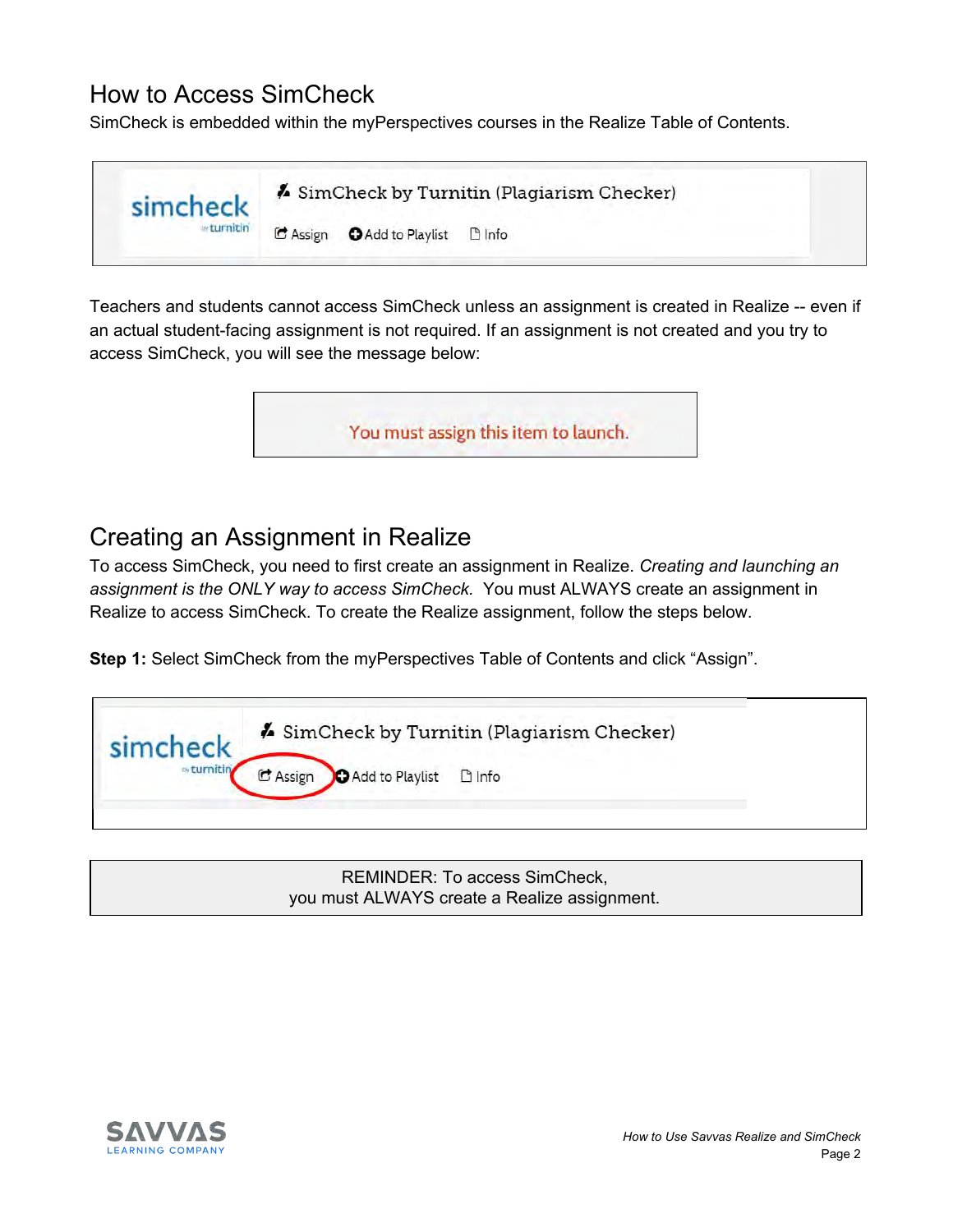## How to Access SimCheck

SimCheck is embedded within the myPerspectives courses in the Realize Table of Contents.

Teachers and students cannot access SimCheck unless an assignment is created in Realize -- even if an actual student-facing assignment is not required. If an assignment is not created and you try to access SimCheck, you will see the message below:

## Creating an Assignment in Realize

To access SimCheck, you need to first create an assignment in Realize. *Creating and launching an assignment is the ONLY way to access SimCheck.* You must ALWAYS create an assignment in Realize to access SimCheck. To create the Realize assignment, follow the steps below.

**Step 1:** Select SimCheck from the myPerspectives Table of Contents and click "Assign".

REMINDER: To access SimCheck, you must ALWAYS create a Realize assignment.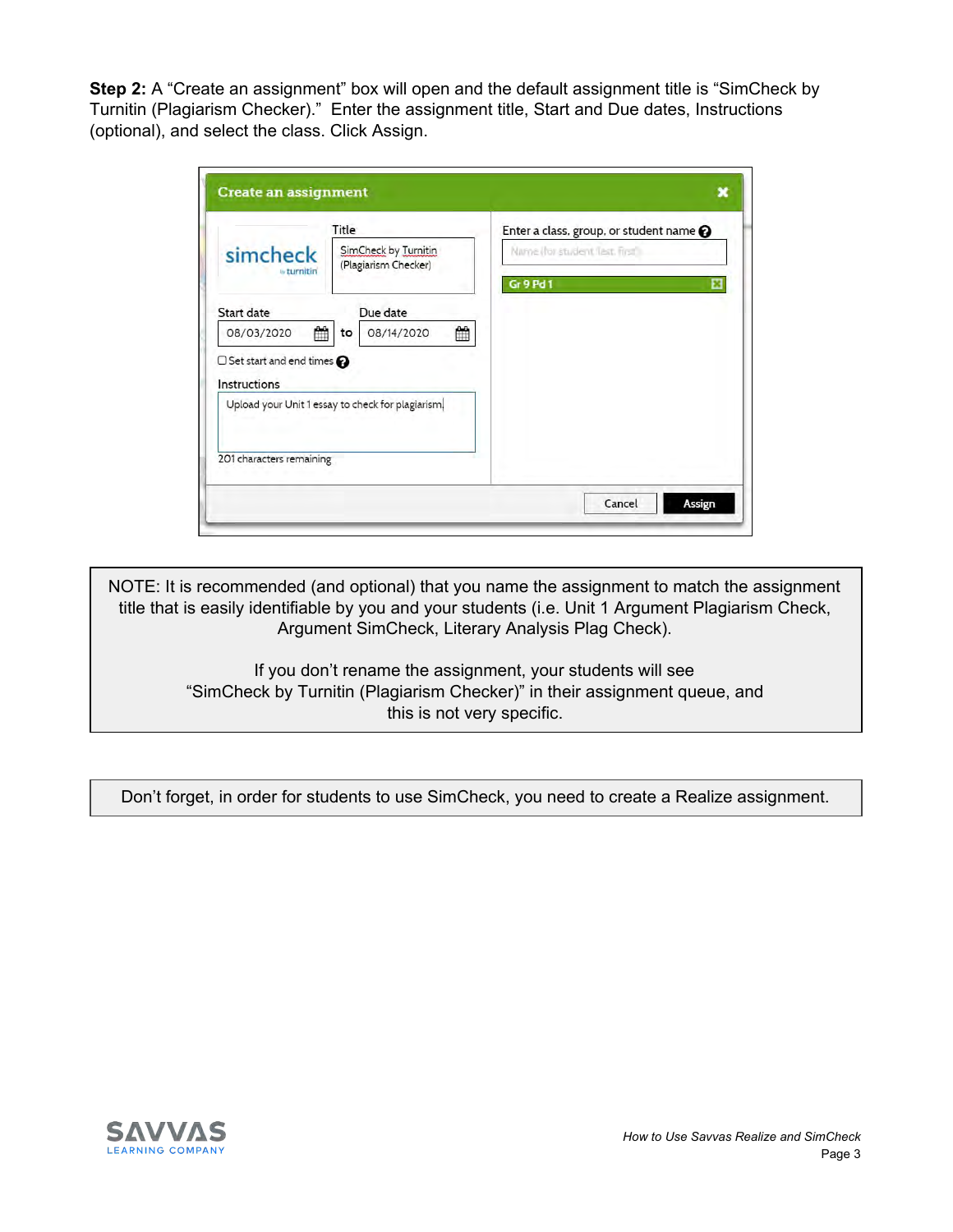**Step 2:** A "Create an assignment" box will open and the default assignment title is "SimCheck by Turnitin (Plagiarism Checker)." Enter the assignment title, Start and Due dates, Instructions (optional), and select the class. Click Assign.

NOTE: It is recommended (and optional) that you name the assignment to match the assignment title that is easily identifiable by you and your students (i.e. Unit 1 Argument Plagiarism Check, Argument SimCheck, Literary Analysis Plag Check).

If you don't rename the assignment, your students will see "SimCheck by Turnitin (Plagiarism Checker)" in their assignment queue, and this is not very specific.

Don't forget, in order for students to use SimCheck, you need to create a Realize assignment.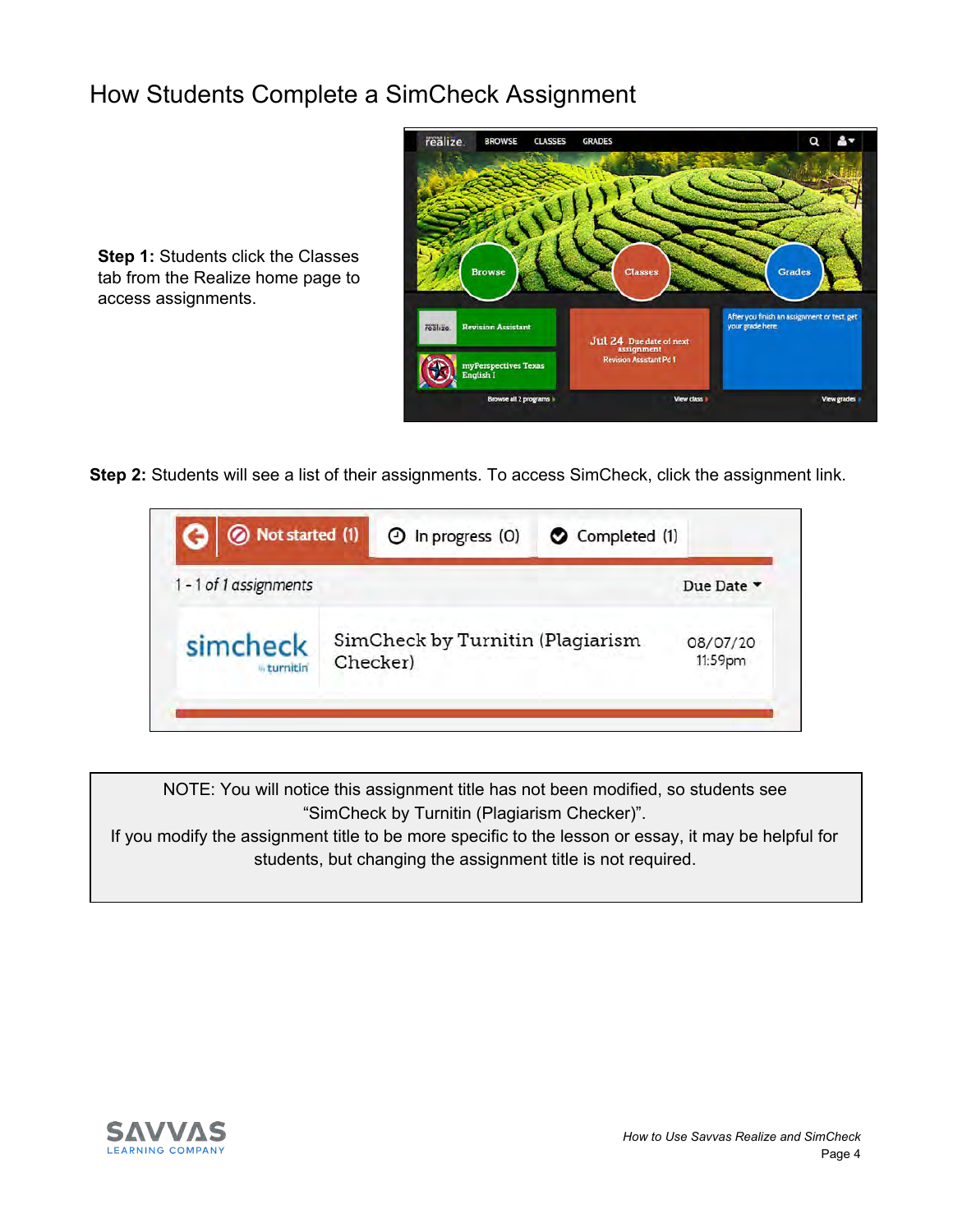# How Students Complete a SimCheck Assignment

**Step 1:** Students click the Classes tab from the Realize home page to access assignments.

**Step 2:** Students will see a list of their assignments. To access SimCheck, click the assignment link.

NOTE: You will notice this assignment title has not been modified, so students see "SimCheck by Turnitin (Plagiarism Checker)".
If you modify the assignment title to be more specific to the lesson or essay, it may be helpful for students, but changing the assignment title is not required.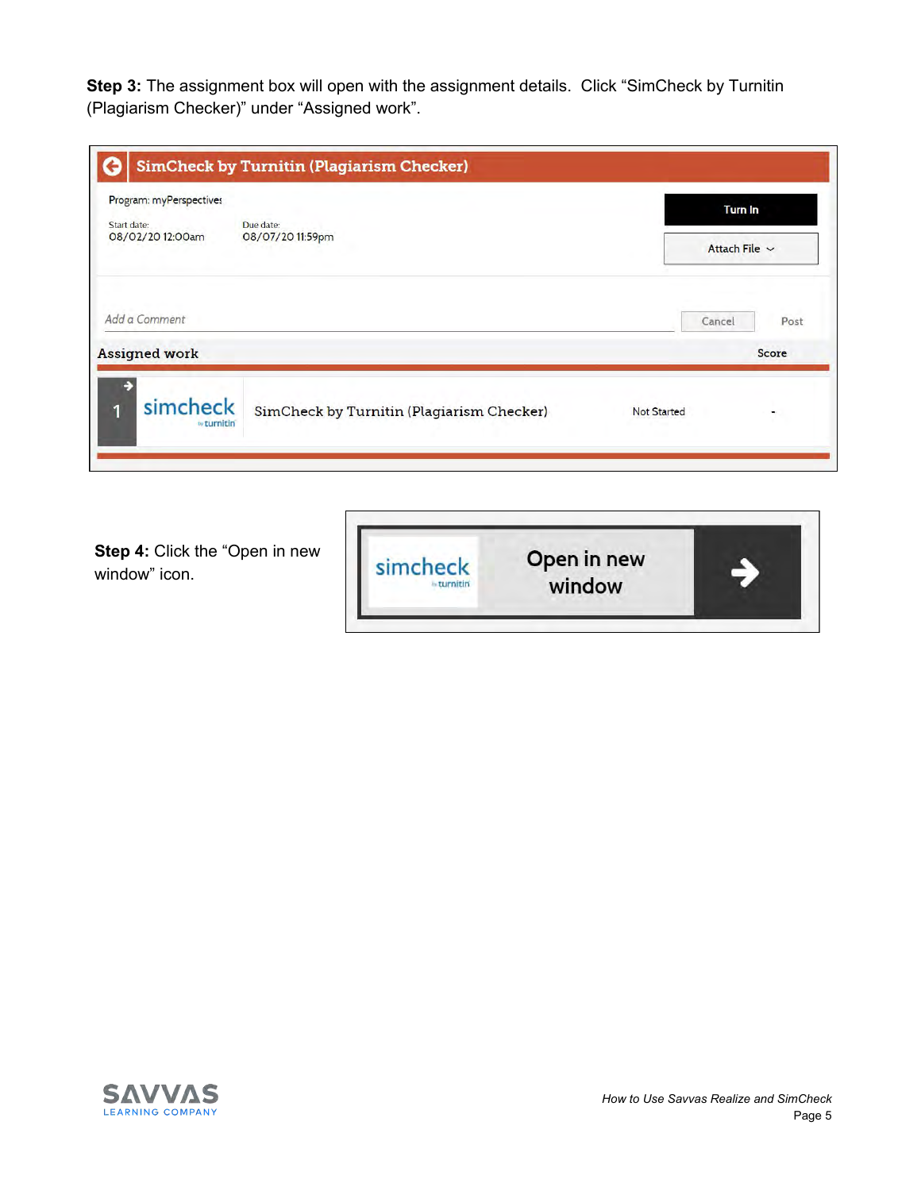**Step 3:** The assignment box will open with the assignment details. Click “SimCheck by Turnitin (Plagiarism Checker)” under “Assigned work”.

**Step 4:** Click the “Open in new window” icon.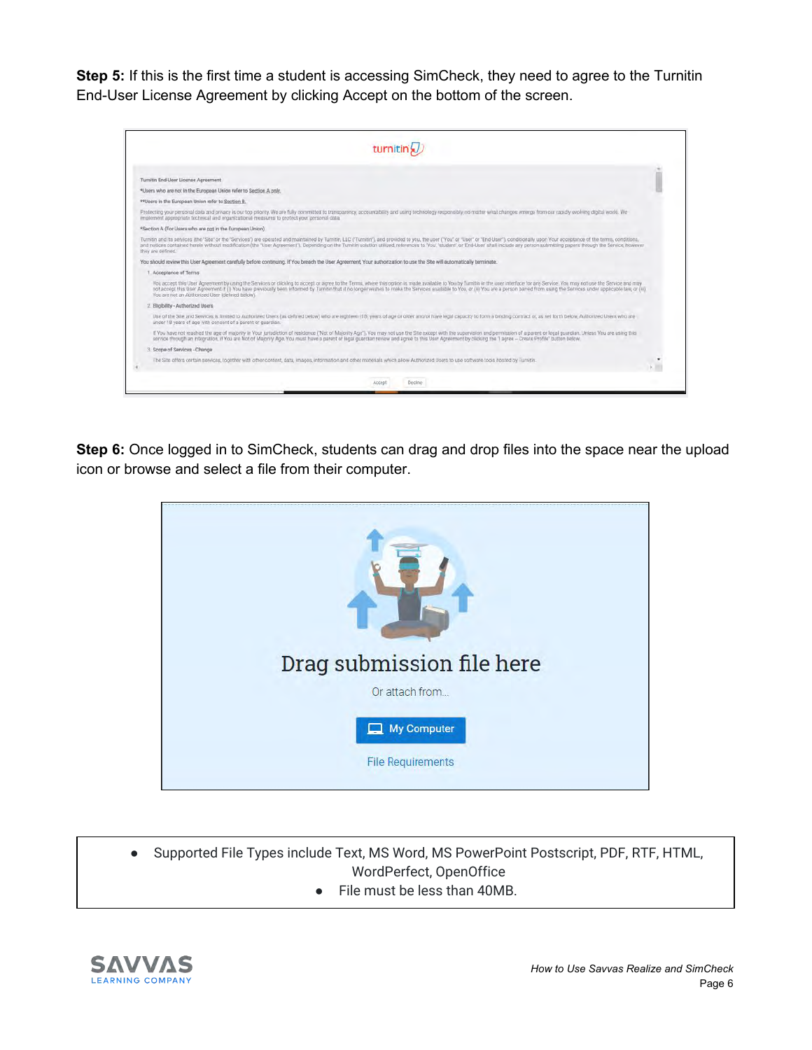**Step 5:** If this is the first time a student is accessing SimCheck, they need to agree to the Turnitin End-User License Agreement by clicking Accept on the bottom of the screen.

**Step 6:** Once logged in to SimCheck, students can drag and drop files into the space near the upload icon or browse and select a file from their computer.

- Supported File Types include Text, MS Word, MS PowerPoint Postscript, PDF, RTF, HTML, WordPerfect, OpenOffice
- File must be less than 40MB.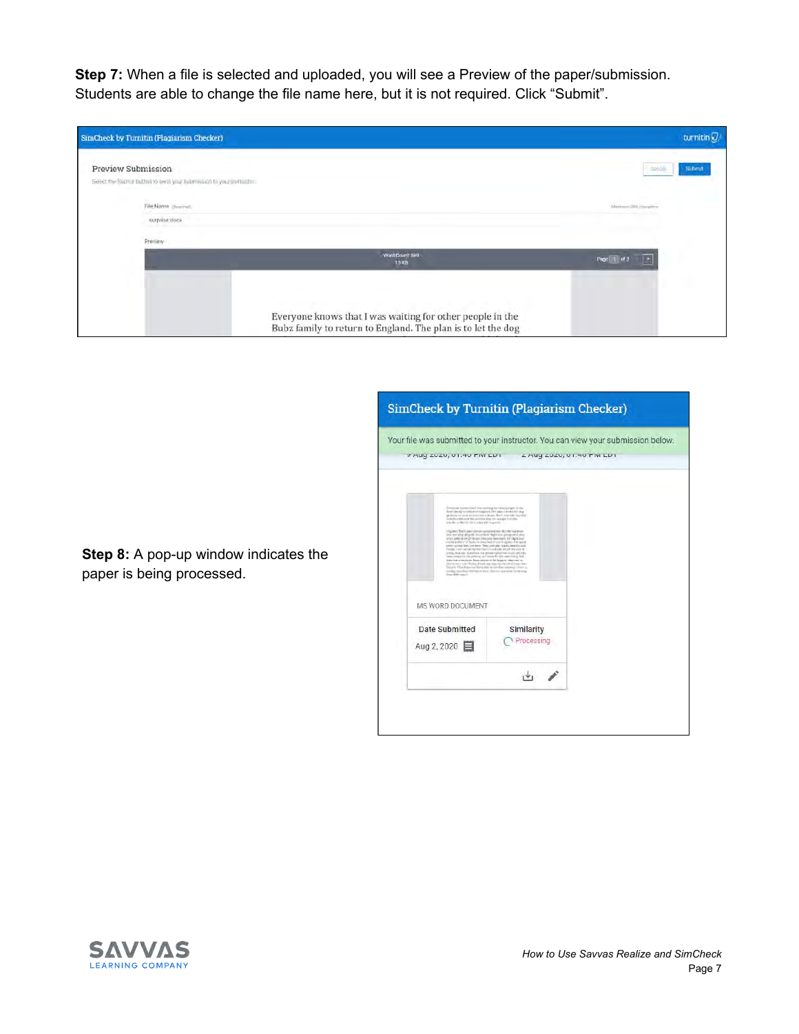**Step 7:** When a file is selected and uploaded, you will see a Preview of the paper/submission. Students are able to change the file name here, but it is not required. Click "Submit".

**Step 8:** A pop-up window indicates the paper is being processed.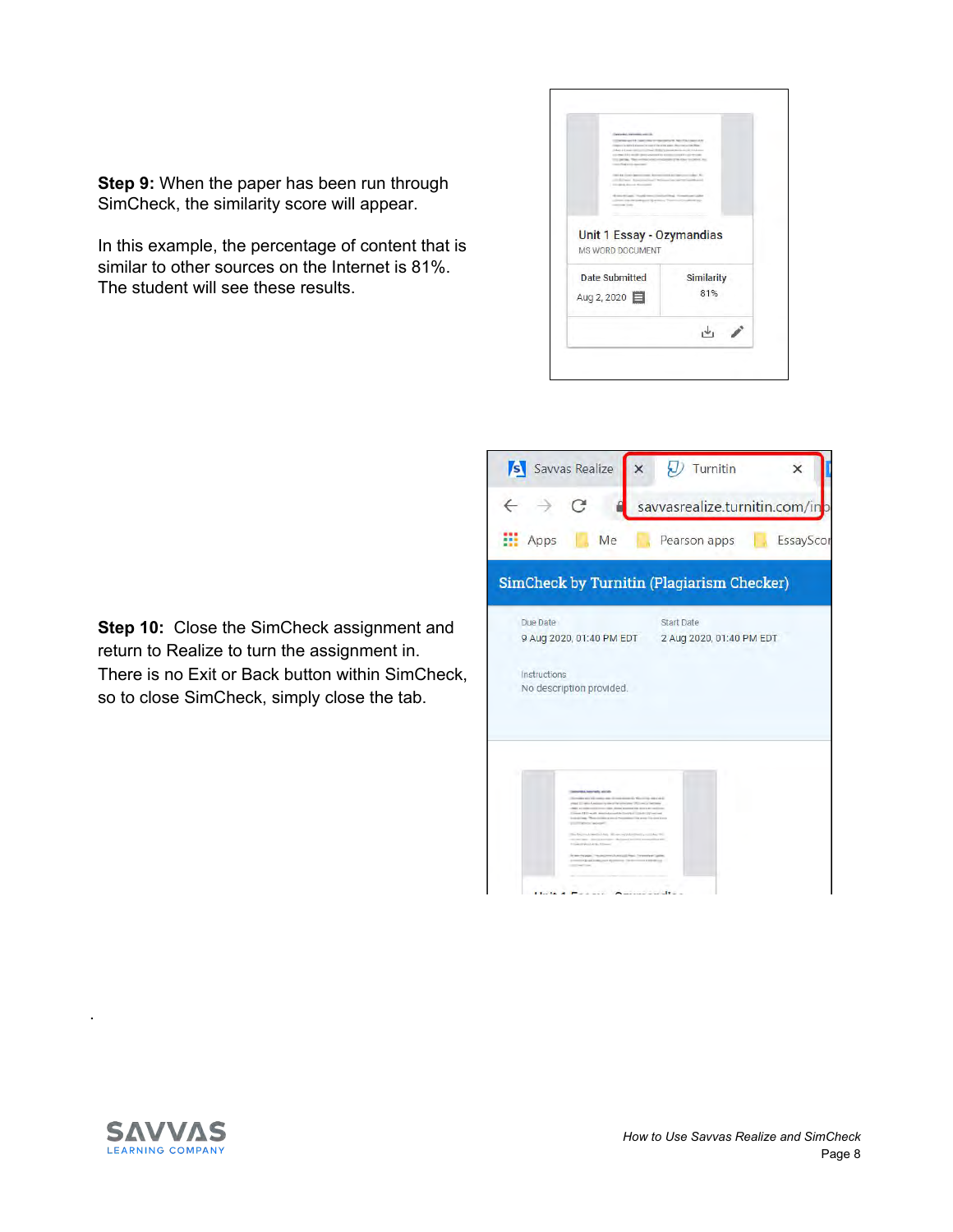**Step 9:** When the paper has been run through SimCheck, the similarity score will appear.

In this example, the percentage of content that is similar to other sources on the Internet is 81%. The student will see these results.

**Step 10:** Close the SimCheck assignment and return to Realize to turn the assignment in. There is no Exit or Back button within SimCheck, so to close SimCheck, simply close the tab.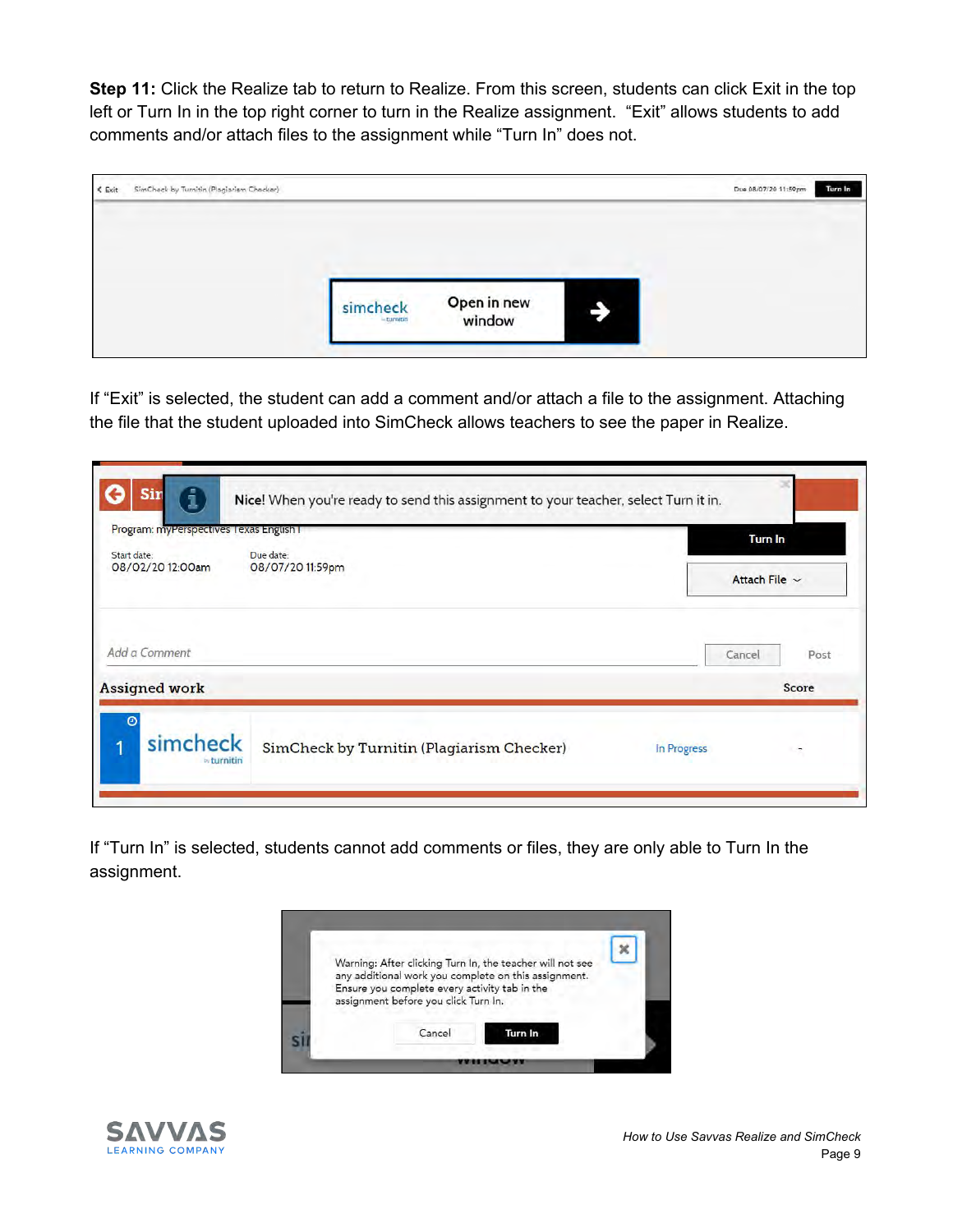**Step 11:** Click the Realize tab to return to Realize. From this screen, students can click Exit in the top left or Turn In in the top right corner to turn in the Realize assignment. "Exit" allows students to add comments and/or attach files to the assignment while "Turn In" does not.

If "Exit" is selected, the student can add a comment and/or attach a file to the assignment. Attaching the file that the student uploaded into SimCheck allows teachers to see the paper in Realize.

If "Turn In" is selected, students cannot add comments or files, they are only able to Turn In the assignment.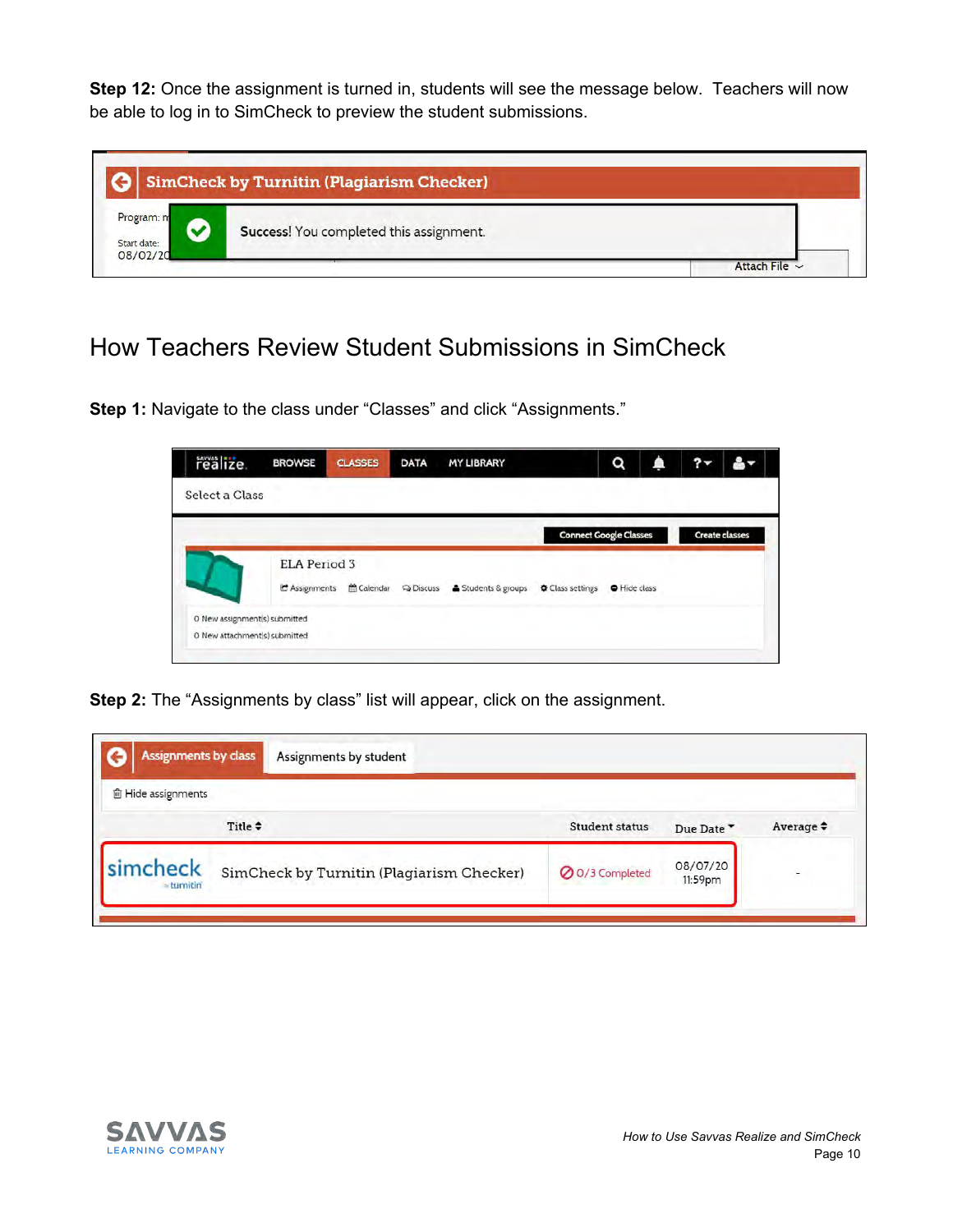**Step 12:** Once the assignment is turned in, students will see the message below. Teachers will now be able to log in to SimCheck to preview the student submissions.

## How Teachers Review Student Submissions in SimCheck

**Step 1:** Navigate to the class under "Classes" and click "Assignments."

**Step 2:** The "Assignments by class" list will appear, click on the assignment.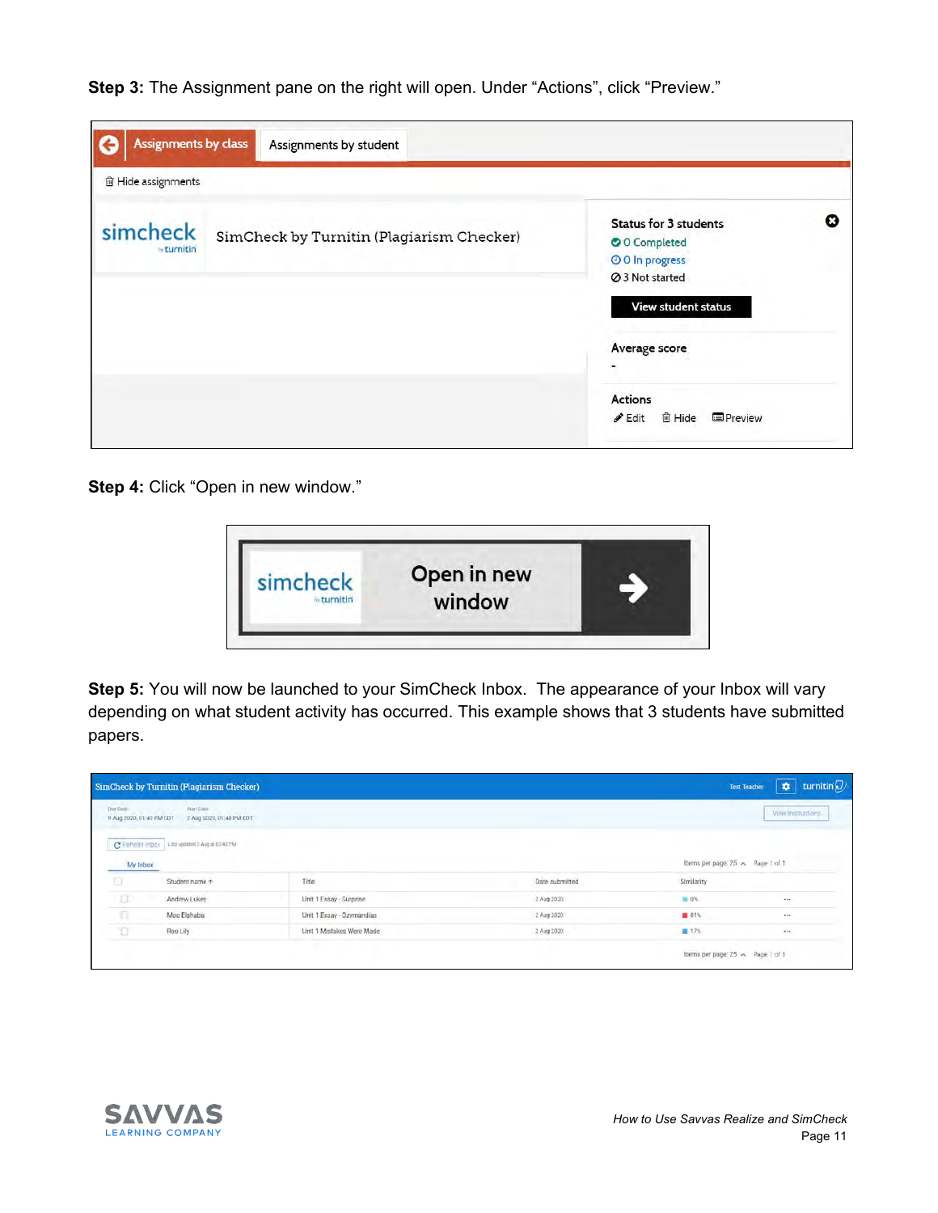**Step 3:** The Assignment pane on the right will open. Under “Actions”, click “Preview.”

**Step 4:** Click “Open in new window.”

**Step 5:** You will now be launched to your SimCheck Inbox. The appearance of your Inbox will vary depending on what student activity has occurred. This example shows that 3 students have submitted papers.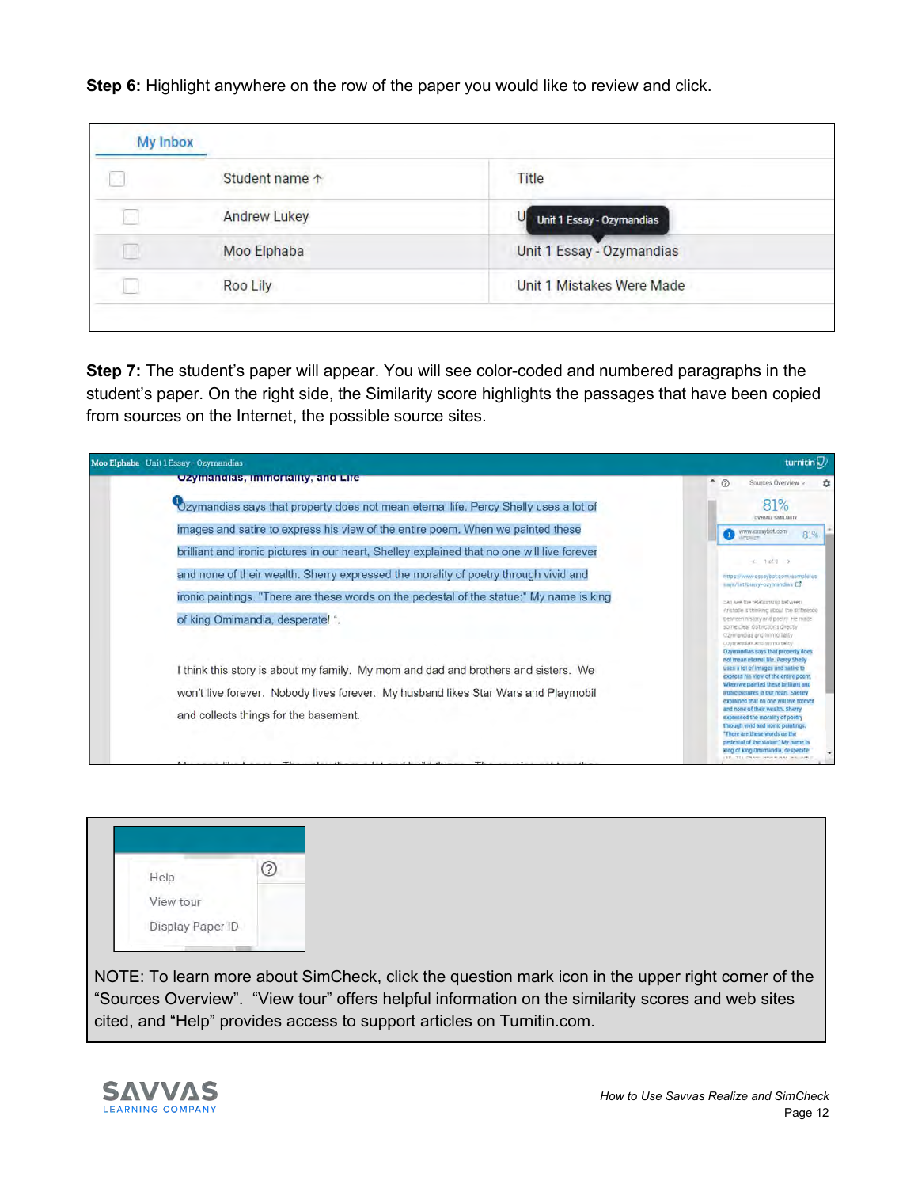**Step 6:** Highlight anywhere on the row of the paper you would like to review and click.

| My Inbox | |
|---|---|
| Student name ↑ | Title |
| Andrew Lukey | Unit 1 Essay - Ozymandias |
| Moo Elphaba | Unit 1 Essay - Ozymandias |
| Roo Lily | Unit 1 Mistakes Were Made |

**Step 7:** The student's paper will appear. You will see color-coded and numbered paragraphs in the student's paper. On the right side, the Similarity score highlights the passages that have been copied from sources on the Internet, the possible source sites.

Help
View tour
Display Paper ID

NOTE: To learn more about SimCheck, click the question mark icon in the upper right corner of the "Sources Overview". "View tour" offers helpful information on the similarity scores and web sites cited, and "Help" provides access to support articles on Turnitin.com.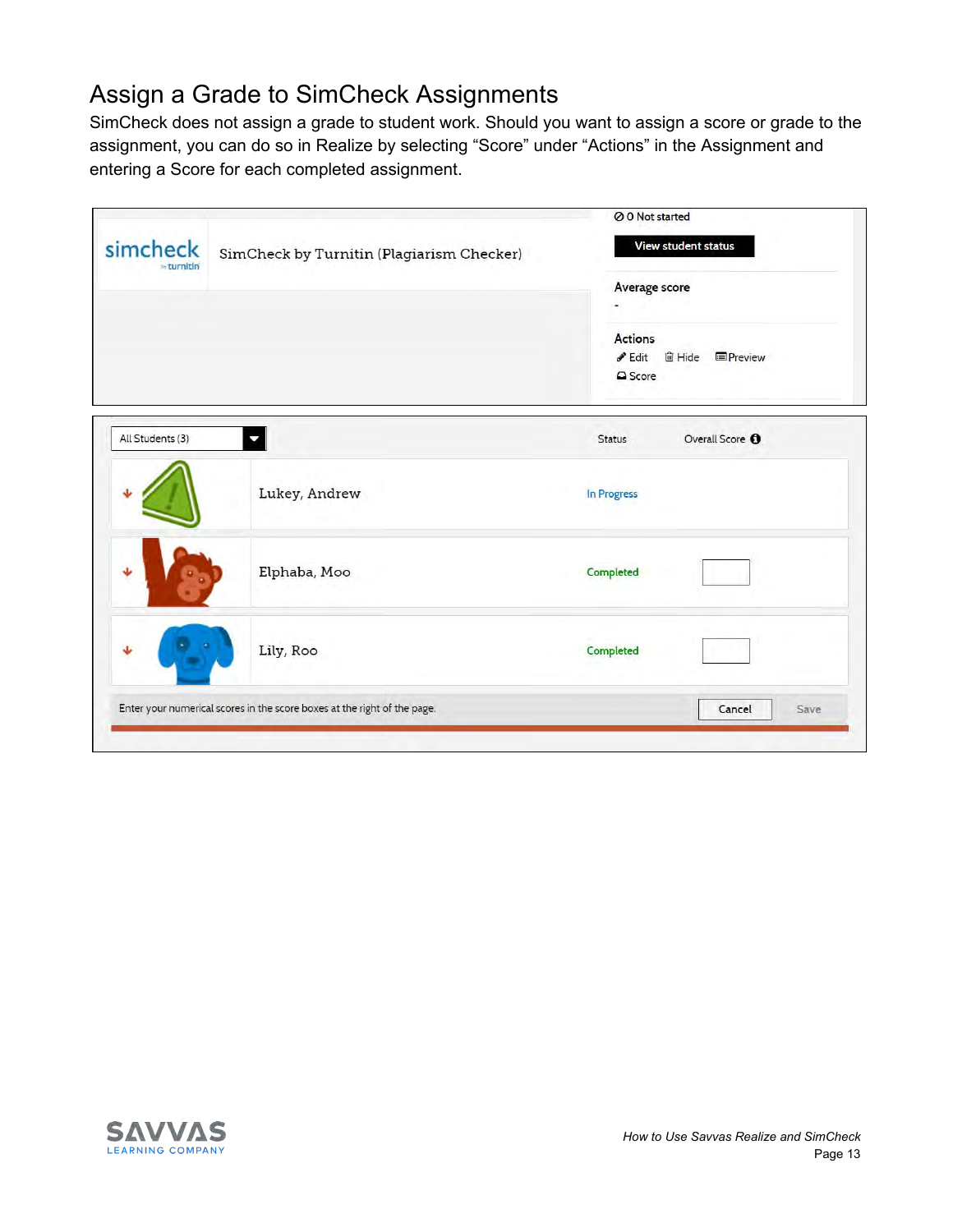# Assign a Grade to SimCheck Assignments

SimCheck does not assign a grade to student work. Should you want to assign a score or grade to the assignment, you can do so in Realize by selecting "Score" under "Actions" in the Assignment and entering a Score for each completed assignment.

simcheck by turnitin

SimCheck by Turnitin (Plagiarism Checker)

0 Not started

View student status

Average score

-

Actions

Edit Hide Preview

Score

All Students (3)

| | Status | Overall Score |
|---|---|---|
| Lukey, Andrew | In Progress | |
| Elphaba, Moo | Completed | |
| Lily, Roo | Completed | |

Enter your numerical scores in the score boxes at the right of the page.

Cancel Save